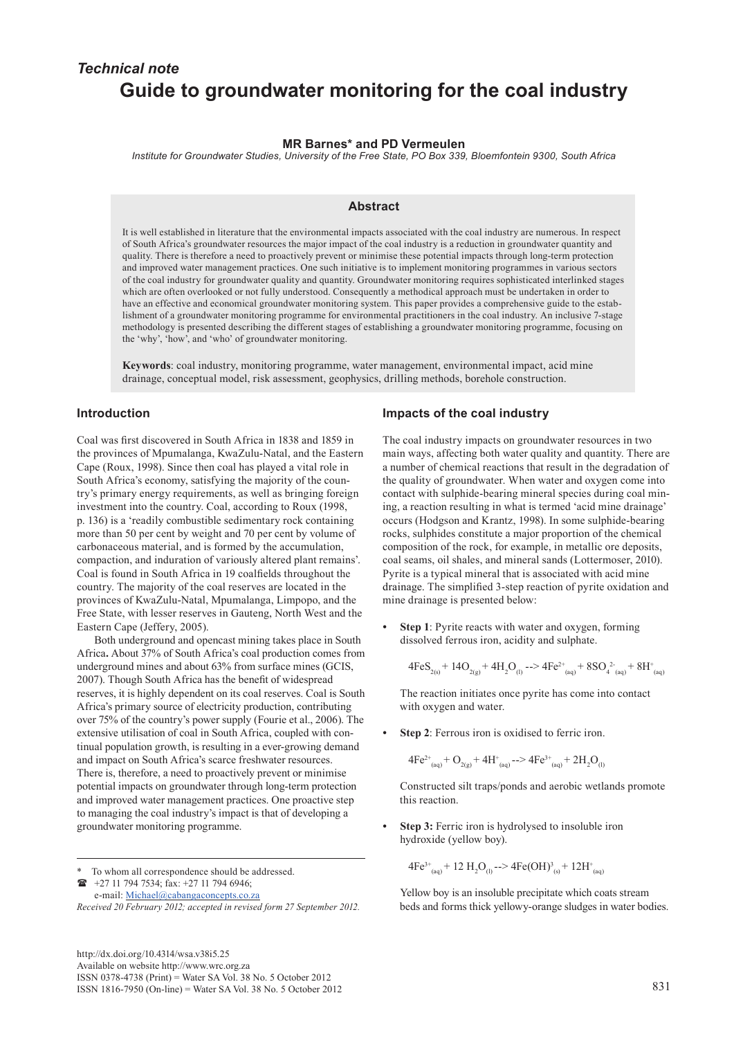*Technical note*

# Guide to groundwater monitoring for the coal industry

**MR Barnes\* and PD Vermeulen**

*Institute for Groundwater Studies, University of the Free State, PO Box 339, Bloemfontein 9300, South Africa*

## Abstract

It is well established in literature that the environmental impacts associated with the coal industry are numerous. In respect of South Africa's groundwater resources the major impact of the coal industry is a reduction in groundwater quantity and quality. There is therefore a need to proactively prevent or minimise these potential impacts through long-term protection and improved water management practices. One such initiative is to implement monitoring programmes in various sectors of the coal industry for groundwater quality and quantity. Groundwater monitoring requires sophisticated interlinked stages which are often overlooked or not fully understood. Consequently a methodical approach must be undertaken in order to have an effective and economical groundwater monitoring system. This paper provides a comprehensive guide to the establishment of a groundwater monitoring programme for environmental practitioners in the coal industry. An inclusive 7-stage methodology is presented describing the different stages of establishing a groundwater monitoring programme, focusing on the 'why', 'how', and 'who' of groundwater monitoring.

**Keywords**: coal industry, monitoring programme, water management, environmental impact, acid mine drainage, conceptual model, risk assessment, geophysics, drilling methods, borehole construction.

## Introduction

Coal was first discovered in South Africa in 1838 and 1859 in the provinces of Mpumalanga, KwaZulu-Natal, and the Eastern Cape (Roux, 1998). Since then coal has played a vital role in South Africa's economy, satisfying the majority of the country's primary energy requirements, as well as bringing foreign investment into the country. Coal, according to Roux (1998, p. 136) is a 'readily combustible sedimentary rock containing more than 50 per cent by weight and 70 per cent by volume of carbonaceous material, and is formed by the accumulation, compaction, and induration of variously altered plant remains'. Coal is found in South Africa in 19 coalfields throughout the country. The majority of the coal reserves are located in the provinces of KwaZulu-Natal, Mpumalanga, Limpopo, and the Free State, with lesser reserves in Gauteng, North West and the Eastern Cape (Jeffery, 2005).

Both underground and opencast mining takes place in South Africa**.** About 37% of South Africa's coal production comes from underground mines and about 63% from surface mines (GCIS, 2007). Though South Africa has the benefit of widespread reserves, it is highly dependent on its coal reserves. Coal is South Africa's primary source of electricity production, contributing over 75% of the country's power supply (Fourie et al., 2006). The extensive utilisation of coal in South Africa, coupled with continual population growth, is resulting in a ever-growing demand and impact on South Africa's scarce freshwater resources. There is, therefore, a need to proactively prevent or minimise potential impacts on groundwater through long-term protection and improved water management practices. One proactive step to managing the coal industry's impact is that of developing a groundwater monitoring programme.

## Impacts of the coal industry

The coal industry impacts on groundwater resources in two main ways, affecting both water quality and quantity. There are a number of chemical reactions that result in the degradation of the quality of groundwater. When water and oxygen come into contact with sulphide-bearing mineral species during coal mining, a reaction resulting in what is termed 'acid mine drainage' occurs (Hodgson and Krantz, 1998). In some sulphide-bearing rocks, sulphides constitute a major proportion of the chemical composition of the rock, for example, in metallic ore deposits, coal seams, oil shales, and mineral sands (Lottermoser, 2010). Pyrite is a typical mineral that is associated with acid mine drainage. The simplified 3-step reaction of pyrite oxidation and mine drainage is presented below:

- **Step 1**: Pyrite reacts with water and oxygen, forming dissolved ferrous iron, acidity and sulphate.

  $$4FeS_{2(s)} + 14O_{2(g)} + 4H_2O_{(l)} \text{ --> } 4Fe^{2+}_{(aq)} + 8SO_4{}^{2-}{}_{(aq)} + 8H^+_{(aq)}$$

  The reaction initiates once pyrite has come into contact with oxygen and water.

- **Step 2**: Ferrous iron is oxidised to ferric iron.

  $$4Fe^{2+}_{(aq)} + O_{2(g)} + 4H^+_{(aq)} \text{ --> } 4Fe^{3+}_{(aq)} + 2H_2O_{(l)}$$

  Constructed silt traps/ponds and aerobic wetlands promote this reaction.

- **Step 3:** Ferric iron is hydrolysed to insoluble iron hydroxide (yellow boy).

  $$4Fe^{3+}_{(aq)} + 12\ H_2O_{(l)} \text{ --> } 4Fe(OH)^3_{(s)} + 12H^+_{(aq)}$$

  Yellow boy is an insoluble precipitate which coats stream beds and forms thick yellowy-orange sludges in water bodies.

---

\* To whom all correspondence should be addressed.
☎ +27 11 794 7534; fax: +27 11 794 6946;
e-mail: Michael@cabangaconcepts.co.za

*Received 20 February 2012; accepted in revised form 27 September 2012.*

http://dx.doi.org/10.4314/wsa.v38i5.25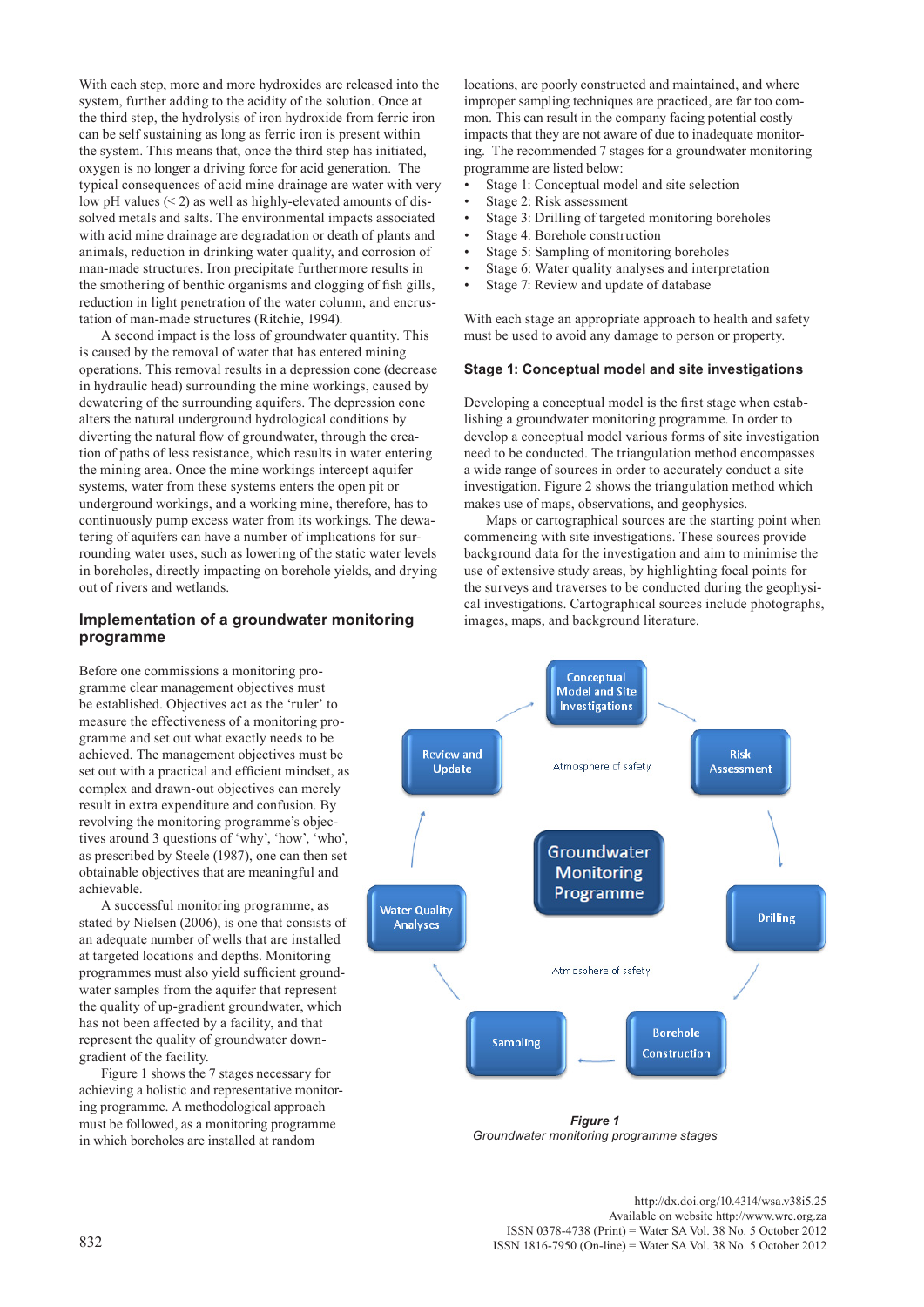With each step, more and more hydroxides are released into the system, further adding to the acidity of the solution. Once at the third step, the hydrolysis of iron hydroxide from ferric iron can be self sustaining as long as ferric iron is present within the system. This means that, once the third step has initiated, oxygen is no longer a driving force for acid generation. The typical consequences of acid mine drainage are water with very low pH values (< 2) as well as highly-elevated amounts of dissolved metals and salts. The environmental impacts associated with acid mine drainage are degradation or death of plants and animals, reduction in drinking water quality, and corrosion of man-made structures. Iron precipitate furthermore results in the smothering of benthic organisms and clogging of fish gills, reduction in light penetration of the water column, and encrustation of man-made structures (Ritchie, 1994).

A second impact is the loss of groundwater quantity. This is caused by the removal of water that has entered mining operations. This removal results in a depression cone (decrease in hydraulic head) surrounding the mine workings, caused by dewatering of the surrounding aquifers. The depression cone alters the natural underground hydrological conditions by diverting the natural flow of groundwater, through the creation of paths of less resistance, which results in water entering the mining area. Once the mine workings intercept aquifer systems, water from these systems enters the open pit or underground workings, and a working mine, therefore, has to continuously pump excess water from its workings. The dewatering of aquifers can have a number of implications for surrounding water uses, such as lowering of the static water levels in boreholes, directly impacting on borehole yields, and drying out of rivers and wetlands.

## Implementation of a groundwater monitoring programme

Before one commissions a monitoring programme clear management objectives must be established. Objectives act as the 'ruler' to measure the effectiveness of a monitoring programme and set out what exactly needs to be achieved. The management objectives must be set out with a practical and efficient mindset, as complex and drawn-out objectives can merely result in extra expenditure and confusion. By revolving the monitoring programme's objectives around 3 questions of 'why', 'how', 'who', as prescribed by Steele (1987), one can then set obtainable objectives that are meaningful and achievable.

A successful monitoring programme, as stated by Nielsen (2006), is one that consists of an adequate number of wells that are installed at targeted locations and depths. Monitoring programmes must also yield sufficient groundwater samples from the aquifer that represent the quality of up-gradient groundwater, which has not been affected by a facility, and that represent the quality of groundwater down-gradient of the facility.

Figure 1 shows the 7 stages necessary for achieving a holistic and representative monitoring programme. A methodological approach must be followed, as a monitoring programme in which boreholes are installed at random locations, are poorly constructed and maintained, and where improper sampling techniques are practiced, are far too common. This can result in the company facing potential costly impacts that they are not aware of due to inadequate monitoring. The recommended 7 stages for a groundwater monitoring programme are listed below:

- Stage 1: Conceptual model and site selection
- Stage 2: Risk assessment
- Stage 3: Drilling of targeted monitoring boreholes
- Stage 4: Borehole construction
- Stage 5: Sampling of monitoring boreholes
- Stage 6: Water quality analyses and interpretation
- Stage 7: Review and update of database

With each stage an appropriate approach to health and safety must be used to avoid any damage to person or property.

### Stage 1: Conceptual model and site investigations

Developing a conceptual model is the first stage when establishing a groundwater monitoring programme. In order to develop a conceptual model various forms of site investigation need to be conducted. The triangulation method encompasses a wide range of sources in order to accurately conduct a site investigation. Figure 2 shows the triangulation method which makes use of maps, observations, and geophysics.

Maps or cartographical sources are the starting point when commencing with site investigations. These sources provide background data for the investigation and aim to minimise the use of extensive study areas, by highlighting focal points for the surveys and traverses to be conducted during the geophysical investigations. Cartographical sources include photographs, images, maps, and background literature.

Conceptual Model and Site Investigations → Risk Assessment → Drilling → Borehole Construction → Sampling → Water Quality Analyses → Review and Update → Conceptual Model and Site Investigations

Groundwater Monitoring Programme

Atmosphere of safety

***Figure 1***
*Groundwater monitoring programme stages*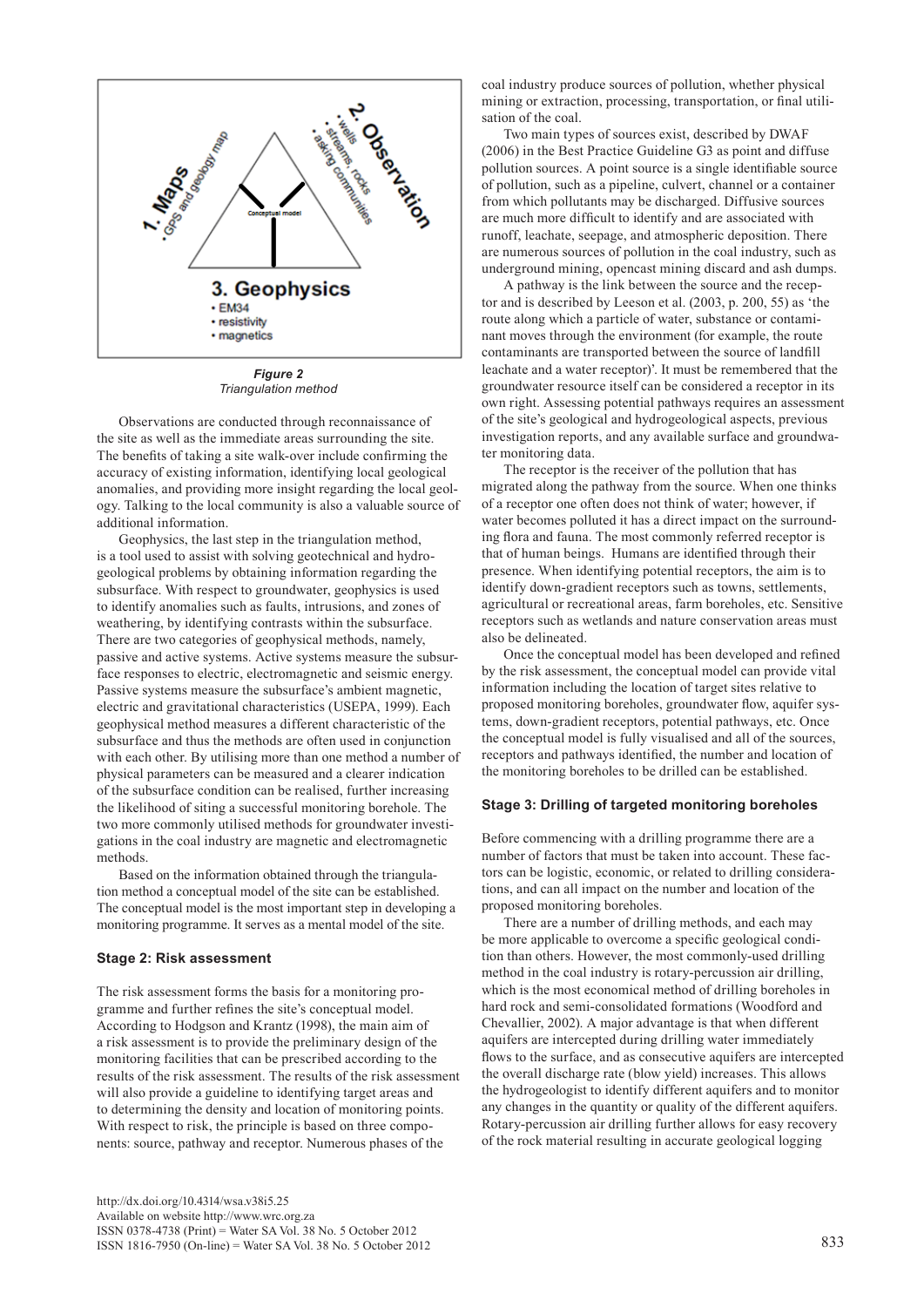**Figure 2**
*Triangulation method*

Observations are conducted through reconnaissance of the site as well as the immediate areas surrounding the site. The benefits of taking a site walk-over include confirming the accuracy of existing information, identifying local geological anomalies, and providing more insight regarding the local geology. Talking to the local community is also a valuable source of additional information.

Geophysics, the last step in the triangulation method, is a tool used to assist with solving geotechnical and hydrogeological problems by obtaining information regarding the subsurface. With respect to groundwater, geophysics is used to identify anomalies such as faults, intrusions, and zones of weathering, by identifying contrasts within the subsurface. There are two categories of geophysical methods, namely, passive and active systems. Active systems measure the subsurface responses to electric, electromagnetic and seismic energy. Passive systems measure the subsurface's ambient magnetic, electric and gravitational characteristics (USEPA, 1999). Each geophysical method measures a different characteristic of the subsurface and thus the methods are often used in conjunction with each other. By utilising more than one method a number of physical parameters can be measured and a clearer indication of the subsurface condition can be realised, further increasing the likelihood of siting a successful monitoring borehole. The two more commonly utilised methods for groundwater investigations in the coal industry are magnetic and electromagnetic methods.

Based on the information obtained through the triangulation method a conceptual model of the site can be established. The conceptual model is the most important step in developing a monitoring programme. It serves as a mental model of the site.

### Stage 2: Risk assessment

The risk assessment forms the basis for a monitoring programme and further refines the site's conceptual model. According to Hodgson and Krantz (1998), the main aim of a risk assessment is to provide the preliminary design of the monitoring facilities that can be prescribed according to the results of the risk assessment. The results of the risk assessment will also provide a guideline to identifying target areas and to determining the density and location of monitoring points. With respect to risk, the principle is based on three components: source, pathway and receptor. Numerous phases of the coal industry produce sources of pollution, whether physical mining or extraction, processing, transportation, or final utilisation of the coal.

Two main types of sources exist, described by DWAF (2006) in the Best Practice Guideline G3 as point and diffuse pollution sources. A point source is a single identifiable source of pollution, such as a pipeline, culvert, channel or a container from which pollutants may be discharged. Diffusive sources are much more difficult to identify and are associated with runoff, leachate, seepage, and atmospheric deposition. There are numerous sources of pollution in the coal industry, such as underground mining, opencast mining discard and ash dumps.

A pathway is the link between the source and the receptor and is described by Leeson et al. (2003, p. 200, 55) as 'the route along which a particle of water, substance or contaminant moves through the environment (for example, the route contaminants are transported between the source of landfill leachate and a water receptor)'. It must be remembered that the groundwater resource itself can be considered a receptor in its own right. Assessing potential pathways requires an assessment of the site's geological and hydrogeological aspects, previous investigation reports, and any available surface and groundwater monitoring data.

The receptor is the receiver of the pollution that has migrated along the pathway from the source. When one thinks of a receptor one often does not think of water; however, if water becomes polluted it has a direct impact on the surrounding flora and fauna. The most commonly referred receptor is that of human beings. Humans are identified through their presence. When identifying potential receptors, the aim is to identify down-gradient receptors such as towns, settlements, agricultural or recreational areas, farm boreholes, etc. Sensitive receptors such as wetlands and nature conservation areas must also be delineated.

Once the conceptual model has been developed and refined by the risk assessment, the conceptual model can provide vital information including the location of target sites relative to proposed monitoring boreholes, groundwater flow, aquifer systems, down-gradient receptors, potential pathways, etc. Once the conceptual model is fully visualised and all of the sources, receptors and pathways identified, the number and location of the monitoring boreholes to be drilled can be established.

### Stage 3: Drilling of targeted monitoring boreholes

Before commencing with a drilling programme there are a number of factors that must be taken into account. These factors can be logistic, economic, or related to drilling considerations, and can all impact on the number and location of the proposed monitoring boreholes.

There are a number of drilling methods, and each may be more applicable to overcome a specific geological condition than others. However, the most commonly-used drilling method in the coal industry is rotary-percussion air drilling, which is the most economical method of drilling boreholes in hard rock and semi-consolidated formations (Woodford and Chevallier, 2002). A major advantage is that when different aquifers are intercepted during drilling water immediately flows to the surface, and as consecutive aquifers are intercepted the overall discharge rate (blow yield) increases. This allows the hydrogeologist to identify different aquifers and to monitor any changes in the quantity or quality of the different aquifers. Rotary-percussion air drilling further allows for easy recovery of the rock material resulting in accurate geological logging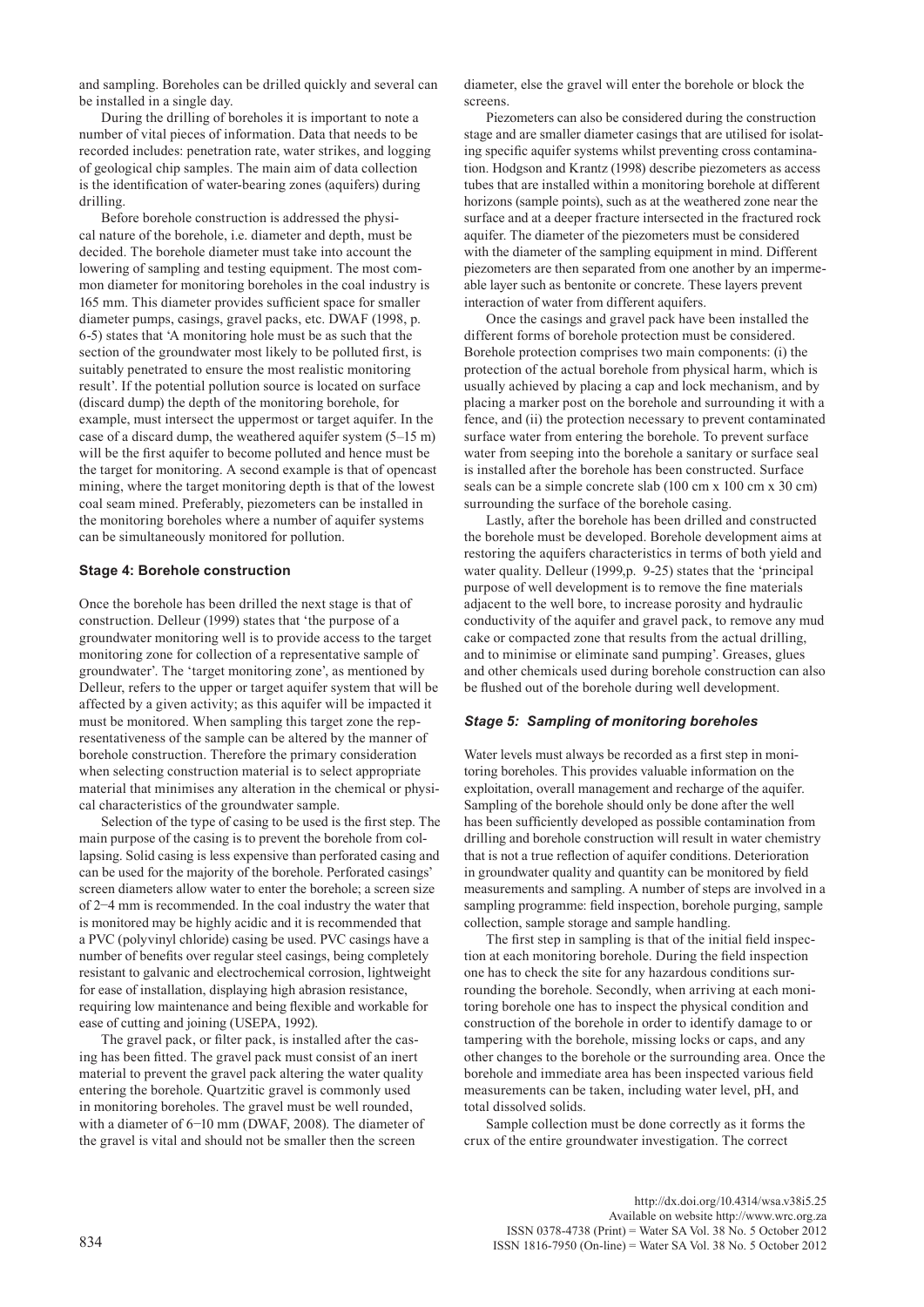and sampling. Boreholes can be drilled quickly and several can be installed in a single day.

During the drilling of boreholes it is important to note a number of vital pieces of information. Data that needs to be recorded includes: penetration rate, water strikes, and logging of geological chip samples. The main aim of data collection is the identification of water-bearing zones (aquifers) during drilling.

Before borehole construction is addressed the physical nature of the borehole, i.e. diameter and depth, must be decided. The borehole diameter must take into account the lowering of sampling and testing equipment. The most common diameter for monitoring boreholes in the coal industry is 165 mm. This diameter provides sufficient space for smaller diameter pumps, casings, gravel packs, etc. DWAF (1998, p. 6-5) states that 'A monitoring hole must be as such that the section of the groundwater most likely to be polluted first, is suitably penetrated to ensure the most realistic monitoring result'. If the potential pollution source is located on surface (discard dump) the depth of the monitoring borehole, for example, must intersect the uppermost or target aquifer. In the case of a discard dump, the weathered aquifer system (5–15 m) will be the first aquifer to become polluted and hence must be the target for monitoring. A second example is that of opencast mining, where the target monitoring depth is that of the lowest coal seam mined. Preferably, piezometers can be installed in the monitoring boreholes where a number of aquifer systems can be simultaneously monitored for pollution.

### Stage 4: Borehole construction

Once the borehole has been drilled the next stage is that of construction. Delleur (1999) states that 'the purpose of a groundwater monitoring well is to provide access to the target monitoring zone for collection of a representative sample of groundwater'. The 'target monitoring zone', as mentioned by Delleur, refers to the upper or target aquifer system that will be affected by a given activity; as this aquifer will be impacted it must be monitored. When sampling this target zone the representativeness of the sample can be altered by the manner of borehole construction. Therefore the primary consideration when selecting construction material is to select appropriate material that minimises any alteration in the chemical or physical characteristics of the groundwater sample.

Selection of the type of casing to be used is the first step. The main purpose of the casing is to prevent the borehole from collapsing. Solid casing is less expensive than perforated casing and can be used for the majority of the borehole. Perforated casings' screen diameters allow water to enter the borehole; a screen size of 2−4 mm is recommended. In the coal industry the water that is monitored may be highly acidic and it is recommended that a PVC (polyvinyl chloride) casing be used. PVC casings have a number of benefits over regular steel casings, being completely resistant to galvanic and electrochemical corrosion, lightweight for ease of installation, displaying high abrasion resistance, requiring low maintenance and being flexible and workable for ease of cutting and joining (USEPA, 1992).

The gravel pack, or filter pack, is installed after the casing has been fitted. The gravel pack must consist of an inert material to prevent the gravel pack altering the water quality entering the borehole. Quartzitic gravel is commonly used in monitoring boreholes. The gravel must be well rounded, with a diameter of 6−10 mm (DWAF, 2008). The diameter of the gravel is vital and should not be smaller then the screen diameter, else the gravel will enter the borehole or block the screens.

Piezometers can also be considered during the construction stage and are smaller diameter casings that are utilised for isolating specific aquifer systems whilst preventing cross contamination. Hodgson and Krantz (1998) describe piezometers as access tubes that are installed within a monitoring borehole at different horizons (sample points), such as at the weathered zone near the surface and at a deeper fracture intersected in the fractured rock aquifer. The diameter of the piezometers must be considered with the diameter of the sampling equipment in mind. Different piezometers are then separated from one another by an impermeable layer such as bentonite or concrete. These layers prevent interaction of water from different aquifers.

Once the casings and gravel pack have been installed the different forms of borehole protection must be considered. Borehole protection comprises two main components: (i) the protection of the actual borehole from physical harm, which is usually achieved by placing a cap and lock mechanism, and by placing a marker post on the borehole and surrounding it with a fence, and (ii) the protection necessary to prevent contaminated surface water from entering the borehole. To prevent surface water from seeping into the borehole a sanitary or surface seal is installed after the borehole has been constructed. Surface seals can be a simple concrete slab (100 cm x 100 cm x 30 cm) surrounding the surface of the borehole casing.

Lastly, after the borehole has been drilled and constructed the borehole must be developed. Borehole development aims at restoring the aquifers characteristics in terms of both yield and water quality. Delleur (1999,p. 9-25) states that the 'principal purpose of well development is to remove the fine materials adjacent to the well bore, to increase porosity and hydraulic conductivity of the aquifer and gravel pack, to remove any mud cake or compacted zone that results from the actual drilling, and to minimise or eliminate sand pumping'. Greases, glues and other chemicals used during borehole construction can also be flushed out of the borehole during well development.

### *Stage 5: Sampling of monitoring boreholes*

Water levels must always be recorded as a first step in monitoring boreholes. This provides valuable information on the exploitation, overall management and recharge of the aquifer. Sampling of the borehole should only be done after the well has been sufficiently developed as possible contamination from drilling and borehole construction will result in water chemistry that is not a true reflection of aquifer conditions. Deterioration in groundwater quality and quantity can be monitored by field measurements and sampling. A number of steps are involved in a sampling programme: field inspection, borehole purging, sample collection, sample storage and sample handling.

The first step in sampling is that of the initial field inspection at each monitoring borehole. During the field inspection one has to check the site for any hazardous conditions surrounding the borehole. Secondly, when arriving at each monitoring borehole one has to inspect the physical condition and construction of the borehole in order to identify damage to or tampering with the borehole, missing locks or caps, and any other changes to the borehole or the surrounding area. Once the borehole and immediate area has been inspected various field measurements can be taken, including water level, pH, and total dissolved solids.

Sample collection must be done correctly as it forms the crux of the entire groundwater investigation. The correct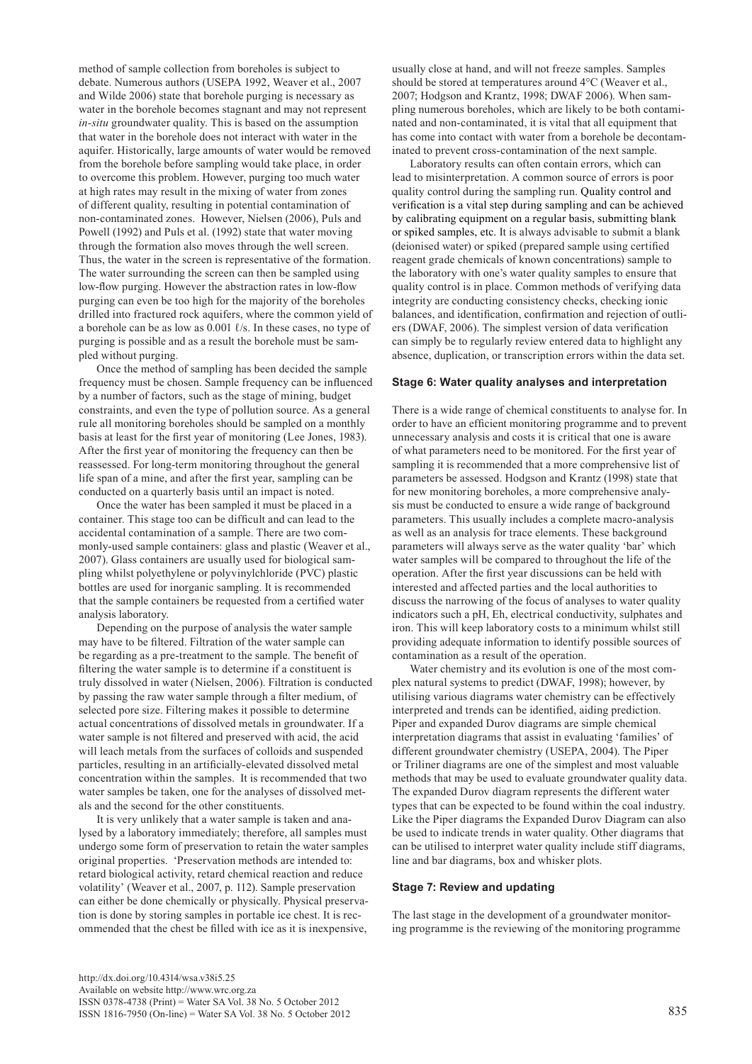method of sample collection from boreholes is subject to debate. Numerous authors (USEPA 1992, Weaver et al., 2007 and Wilde 2006) state that borehole purging is necessary as water in the borehole becomes stagnant and may not represent *in-situ* groundwater quality. This is based on the assumption that water in the borehole does not interact with water in the aquifer. Historically, large amounts of water would be removed from the borehole before sampling would take place, in order to overcome this problem. However, purging too much water at high rates may result in the mixing of water from zones of different quality, resulting in potential contamination of non-contaminated zones. However, Nielsen (2006), Puls and Powell (1992) and Puls et al. (1992) state that water moving through the formation also moves through the well screen. Thus, the water in the screen is representative of the formation. The water surrounding the screen can then be sampled using low-flow purging. However the abstraction rates in low-flow purging can even be too high for the majority of the boreholes drilled into fractured rock aquifers, where the common yield of a borehole can be as low as 0.001 ℓ/s. In these cases, no type of purging is possible and as a result the borehole must be sampled without purging.

Once the method of sampling has been decided the sample frequency must be chosen. Sample frequency can be influenced by a number of factors, such as the stage of mining, budget constraints, and even the type of pollution source. As a general rule all monitoring boreholes should be sampled on a monthly basis at least for the first year of monitoring (Lee Jones, 1983). After the first year of monitoring the frequency can then be reassessed. For long-term monitoring throughout the general life span of a mine, and after the first year, sampling can be conducted on a quarterly basis until an impact is noted.

Once the water has been sampled it must be placed in a container. This stage too can be difficult and can lead to the accidental contamination of a sample. There are two commonly-used sample containers: glass and plastic (Weaver et al., 2007). Glass containers are usually used for biological sampling whilst polyethylene or polyvinylchloride (PVC) plastic bottles are used for inorganic sampling. It is recommended that the sample containers be requested from a certified water analysis laboratory.

Depending on the purpose of analysis the water sample may have to be filtered. Filtration of the water sample can be regarding as a pre-treatment to the sample. The benefit of filtering the water sample is to determine if a constituent is truly dissolved in water (Nielsen, 2006). Filtration is conducted by passing the raw water sample through a filter medium, of selected pore size. Filtering makes it possible to determine actual concentrations of dissolved metals in groundwater. If a water sample is not filtered and preserved with acid, the acid will leach metals from the surfaces of colloids and suspended particles, resulting in an artificially-elevated dissolved metal concentration within the samples. It is recommended that two water samples be taken, one for the analyses of dissolved metals and the second for the other constituents.

It is very unlikely that a water sample is taken and analysed by a laboratory immediately; therefore, all samples must undergo some form of preservation to retain the water samples original properties. 'Preservation methods are intended to: retard biological activity, retard chemical reaction and reduce volatility' (Weaver et al., 2007, p. 112). Sample preservation can either be done chemically or physically. Physical preservation is done by storing samples in portable ice chest. It is recommended that the chest be filled with ice as it is inexpensive, usually close at hand, and will not freeze samples. Samples should be stored at temperatures around 4°C (Weaver et al., 2007; Hodgson and Krantz, 1998; DWAF 2006). When sampling numerous boreholes, which are likely to be both contaminated and non-contaminated, it is vital that all equipment that has come into contact with water from a borehole be decontaminated to prevent cross-contamination of the next sample.

Laboratory results can often contain errors, which can lead to misinterpretation. A common source of errors is poor quality control during the sampling run. Quality control and verification is a vital step during sampling and can be achieved by calibrating equipment on a regular basis, submitting blank or spiked samples, etc. It is always advisable to submit a blank (deionised water) or spiked (prepared sample using certified reagent grade chemicals of known concentrations) sample to the laboratory with one's water quality samples to ensure that quality control is in place. Common methods of verifying data integrity are conducting consistency checks, checking ionic balances, and identification, confirmation and rejection of outliers (DWAF, 2006). The simplest version of data verification can simply be to regularly review entered data to highlight any absence, duplication, or transcription errors within the data set.

### Stage 6: Water quality analyses and interpretation

There is a wide range of chemical constituents to analyse for. In order to have an efficient monitoring programme and to prevent unnecessary analysis and costs it is critical that one is aware of what parameters need to be monitored. For the first year of sampling it is recommended that a more comprehensive list of parameters be assessed. Hodgson and Krantz (1998) state that for new monitoring boreholes, a more comprehensive analysis must be conducted to ensure a wide range of background parameters. This usually includes a complete macro-analysis as well as an analysis for trace elements. These background parameters will always serve as the water quality 'bar' which water samples will be compared to throughout the life of the operation. After the first year discussions can be held with interested and affected parties and the local authorities to discuss the narrowing of the focus of analyses to water quality indicators such a pH, Eh, electrical conductivity, sulphates and iron. This will keep laboratory costs to a minimum whilst still providing adequate information to identify possible sources of contamination as a result of the operation.

Water chemistry and its evolution is one of the most complex natural systems to predict (DWAF, 1998); however, by utilising various diagrams water chemistry can be effectively interpreted and trends can be identified, aiding prediction. Piper and expanded Durov diagrams are simple chemical interpretation diagrams that assist in evaluating 'families' of different groundwater chemistry (USEPA, 2004). The Piper or Triliner diagrams are one of the simplest and most valuable methods that may be used to evaluate groundwater quality data. The expanded Durov diagram represents the different water types that can be expected to be found within the coal industry. Like the Piper diagrams the Expanded Durov Diagram can also be used to indicate trends in water quality. Other diagrams that can be utilised to interpret water quality include stiff diagrams, line and bar diagrams, box and whisker plots.

### Stage 7: Review and updating

The last stage in the development of a groundwater monitoring programme is the reviewing of the monitoring programme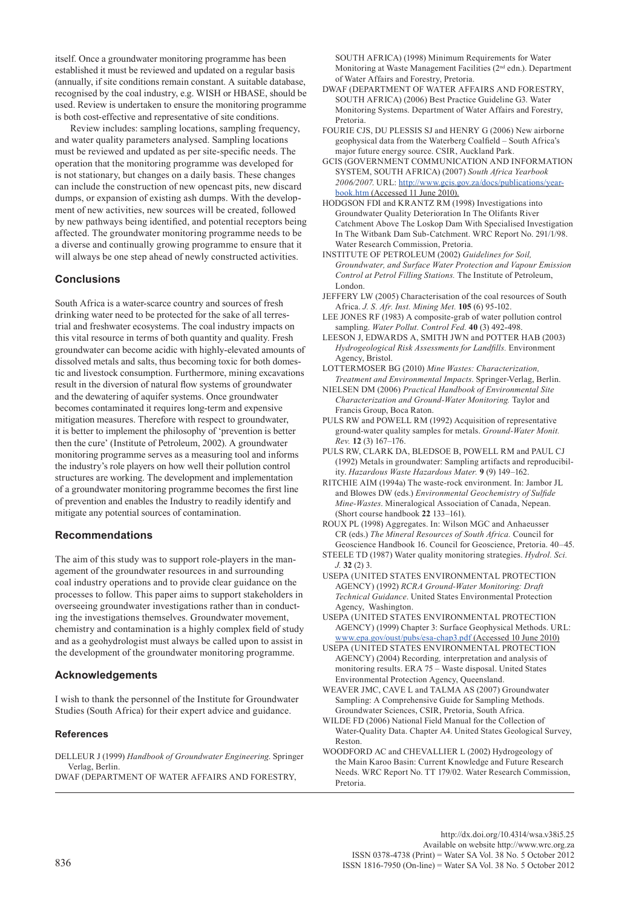itself. Once a groundwater monitoring programme has been established it must be reviewed and updated on a regular basis (annually, if site conditions remain constant. A suitable database, recognised by the coal industry, e.g. WISH or HBASE, should be used. Review is undertaken to ensure the monitoring programme is both cost-effective and representative of site conditions.

Review includes: sampling locations, sampling frequency, and water quality parameters analysed. Sampling locations must be reviewed and updated as per site-specific needs. The operation that the monitoring programme was developed for is not stationary, but changes on a daily basis. These changes can include the construction of new opencast pits, new discard dumps, or expansion of existing ash dumps. With the development of new activities, new sources will be created, followed by new pathways being identified, and potential receptors being affected. The groundwater monitoring programme needs to be a diverse and continually growing programme to ensure that it will always be one step ahead of newly constructed activities.

## Conclusions

South Africa is a water-scarce country and sources of fresh drinking water need to be protected for the sake of all terrestrial and freshwater ecosystems. The coal industry impacts on this vital resource in terms of both quantity and quality. Fresh groundwater can become acidic with highly-elevated amounts of dissolved metals and salts, thus becoming toxic for both domestic and livestock consumption. Furthermore, mining excavations result in the diversion of natural flow systems of groundwater and the dewatering of aquifer systems. Once groundwater becomes contaminated it requires long-term and expensive mitigation measures. Therefore with respect to groundwater, it is better to implement the philosophy of 'prevention is better then the cure' (Institute of Petroleum, 2002). A groundwater monitoring programme serves as a measuring tool and informs the industry's role players on how well their pollution control structures are working. The development and implementation of a groundwater monitoring programme becomes the first line of prevention and enables the Industry to readily identify and mitigate any potential sources of contamination.

## Recommendations

The aim of this study was to support role-players in the management of the groundwater resources in and surrounding coal industry operations and to provide clear guidance on the processes to follow. This paper aims to support stakeholders in overseeing groundwater investigations rather than in conducting the investigations themselves. Groundwater movement, chemistry and contamination is a highly complex field of study and as a geohydrologist must always be called upon to assist in the development of the groundwater monitoring programme.

## Acknowledgements

I wish to thank the personnel of the Institute for Groundwater Studies (South Africa) for their expert advice and guidance.

### References

DELLEUR J (1999) *Handbook of Groundwater Engineering*. Springer Verlag, Berlin.

DWAF (DEPARTMENT OF WATER AFFAIRS AND FORESTRY, SOUTH AFRICA) (1998) Minimum Requirements for Water Monitoring at Waste Management Facilities (2nd edn.). Department of Water Affairs and Forestry, Pretoria.

DWAF (DEPARTMENT OF WATER AFFAIRS AND FORESTRY, SOUTH AFRICA) (2006) Best Practice Guideline G3. Water Monitoring Systems. Department of Water Affairs and Forestry, Pretoria.

FOURIE CJS, DU PLESSIS SJ and HENRY G (2006) New airborne geophysical data from the Waterberg Coalfield – South Africa's major future energy source. CSIR, Auckland Park.

GCIS (GOVERNMENT COMMUNICATION AND INFORMATION SYSTEM, SOUTH AFRICA) (2007) *South Africa Yearbook 2006/2007*. URL: http://www.gcis.gov.za/docs/publications/yearbook.htm (Accessed 11 June 2010).

HODGSON FDI and KRANTZ RM (1998) Investigations into Groundwater Quality Deterioration In The Olifants River Catchment Above The Loskop Dam With Specialised Investigation In The Witbank Dam Sub-Catchment. WRC Report No. 291/1/98. Water Research Commission, Pretoria.

INSTITUTE OF PETROLEUM (2002) *Guidelines for Soil, Groundwater, and Surface Water Protection and Vapour Emission Control at Petrol Filling Stations.* The Institute of Petroleum, London.

JEFFERY LW (2005) Characterisation of the coal resources of South Africa. *J. S. Afr. Inst. Mining Met.* **105** (6) 95-102.

LEE JONES RF (1983) A composite-grab of water pollution control sampling. *Water Pollut. Control Fed.* **40** (3) 492-498.

LEESON J, EDWARDS A, SMITH JWN and POTTER HAB (2003) *Hydrogeological Risk Assessments for Landfills.* Environment Agency, Bristol.

LOTTERMOSER BG (2010) *Mine Wastes: Characterization, Treatment and Environmental Impacts*. Springer-Verlag, Berlin.

NIELSEN DM (2006) *Practical Handbook of Environmental Site Characterization and Ground-Water Monitoring.* Taylor and Francis Group, Boca Raton.

PULS RW and POWELL RM (1992) Acquisition of representative ground-water quality samples for metals. *Ground-Water Monit. Rev.* **12** (3) 167–176.

PULS RW, CLARK DA, BLEDSOE B, POWELL RM and PAUL CJ (1992) Metals in groundwater: Sampling artifacts and reproducibility. *Hazardous Waste Hazardous Mater.* **9** (9) 149–162.

RITCHIE AIM (1994a) The waste-rock environment. In: Jambor JL and Blowes DW (eds.) *Environmental Geochemistry of Sulfide Mine-Wastes*. Mineralogical Association of Canada, Nepean. (Short course handbook **22** 133–161).

ROUX PL (1998) Aggregates. In: Wilson MGC and Anhaeusser CR (eds.) *The Mineral Resources of South Africa.* Council for Geoscience Handbook 16. Council for Geoscience, Pretoria. 40–45.

STEELE TD (1987) Water quality monitoring strategies. *Hydrol. Sci. J.* **32** (2) 3.

USEPA (UNITED STATES ENVIRONMENTAL PROTECTION AGENCY) (1992) *RCRA Ground-Water Monitoring: Draft Technical Guidance*. United States Environmental Protection Agency, Washington.

USEPA (UNITED STATES ENVIRONMENTAL PROTECTION AGENCY) (1999) Chapter 3: Surface Geophysical Methods. URL: www.epa.gov/oust/pubs/esa-chap3.pdf (Accessed 10 June 2010)

USEPA (UNITED STATES ENVIRONMENTAL PROTECTION AGENCY) (2004) Recording, interpretation and analysis of monitoring results. ERA 75 – Waste disposal. United States Environmental Protection Agency, Queensland.

WEAVER JMC, CAVE L and TALMA AS (2007) Groundwater Sampling: A Comprehensive Guide for Sampling Methods. Groundwater Sciences, CSIR, Pretoria, South Africa.

WILDE FD (2006) National Field Manual for the Collection of Water-Quality Data. Chapter A4. United States Geological Survey, Reston.

WOODFORD AC and CHEVALLIER L (2002) Hydrogeology of the Main Karoo Basin: Current Knowledge and Future Research Needs. WRC Report No. TT 179/02. Water Research Commission, Pretoria.